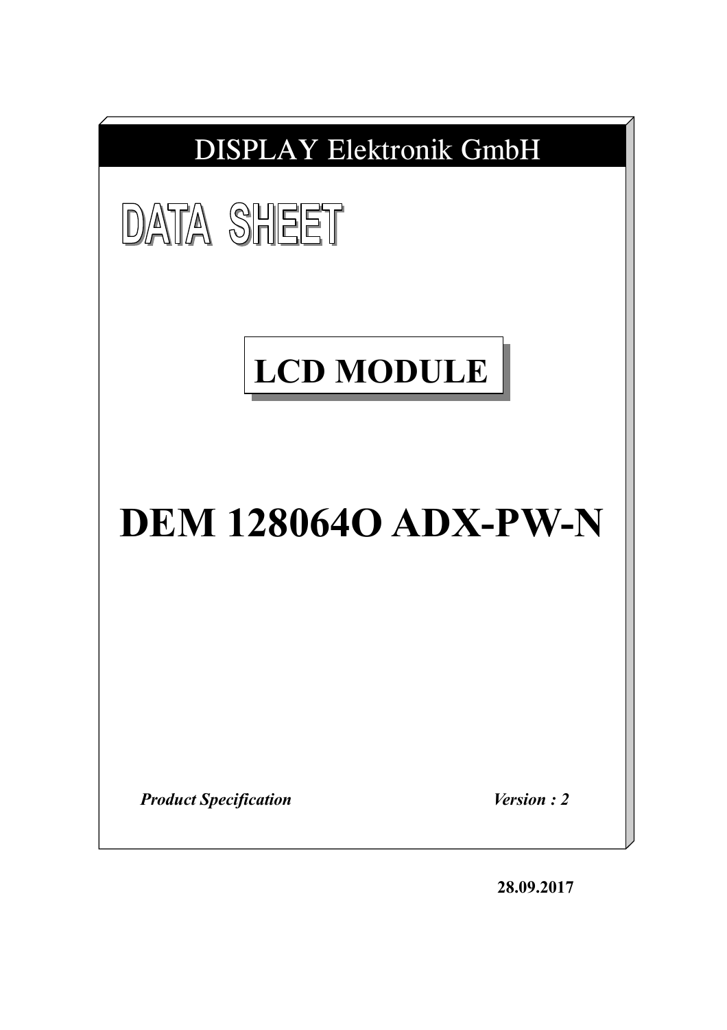DISPLAY Elektronik GmbH

# DATA SHEET

## LCD MODULE

# DEM 128064O ADX-PW-N

***Product Specification*** ***Version : 2***

**28.09.2017**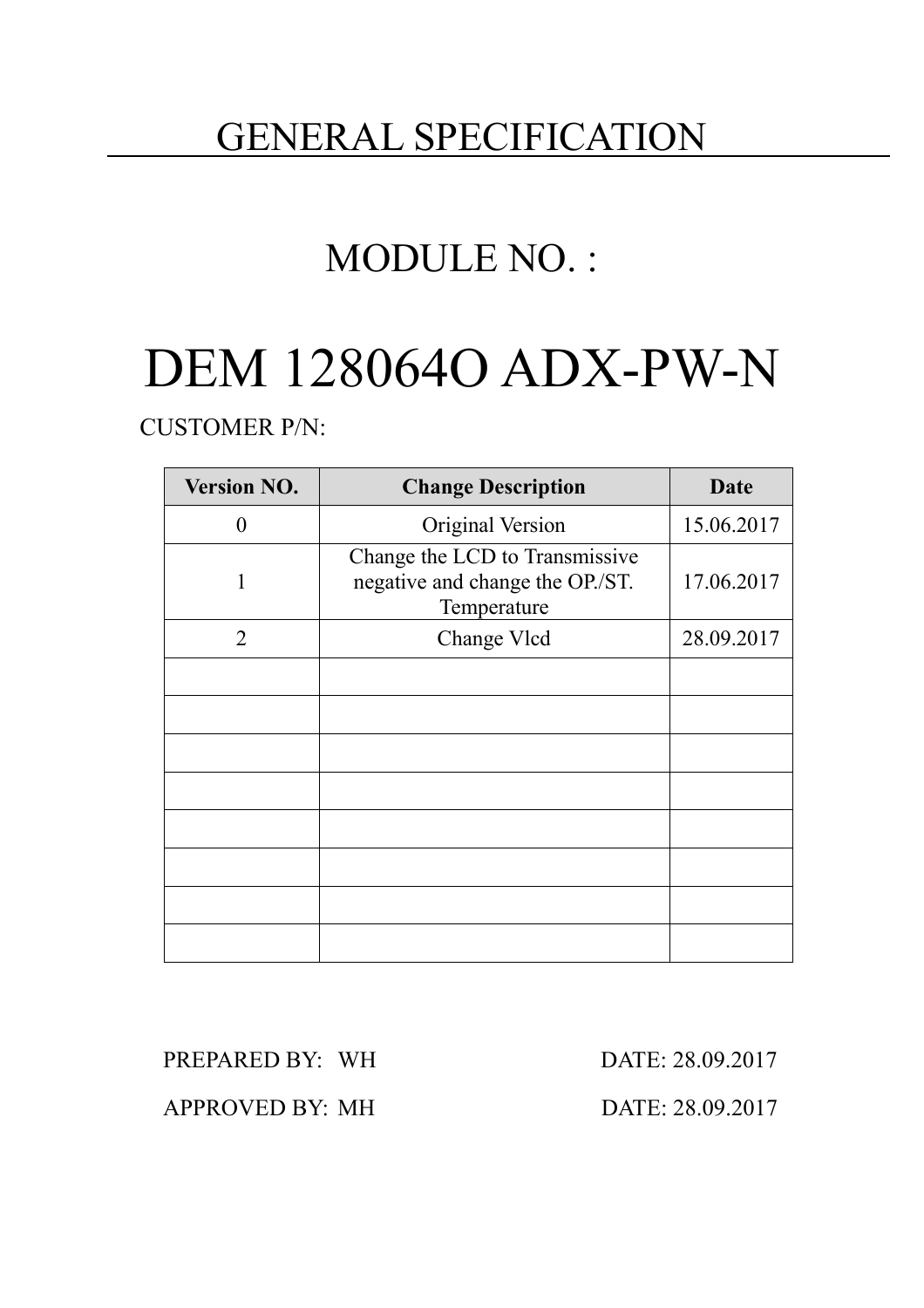# GENERAL SPECIFICATION

## MODULE NO. :

# DEM 128064O ADX-PW-N

CUSTOMER P/N:

| Version NO. | Change Description | Date |
|---|---|---|
| 0 | Original Version | 15.06.2017 |
| 1 | Change the LCD to Transmissive negative and change the OP./ST. Temperature | 17.06.2017 |
| 2 | Change Vlcd | 28.09.2017 |
| | | |
| | | |
| | | |
| | | |
| | | |
| | | |
| | | |
| | | |

PREPARED BY: WH DATE: 28.09.2017

APPROVED BY: MH DATE: 28.09.2017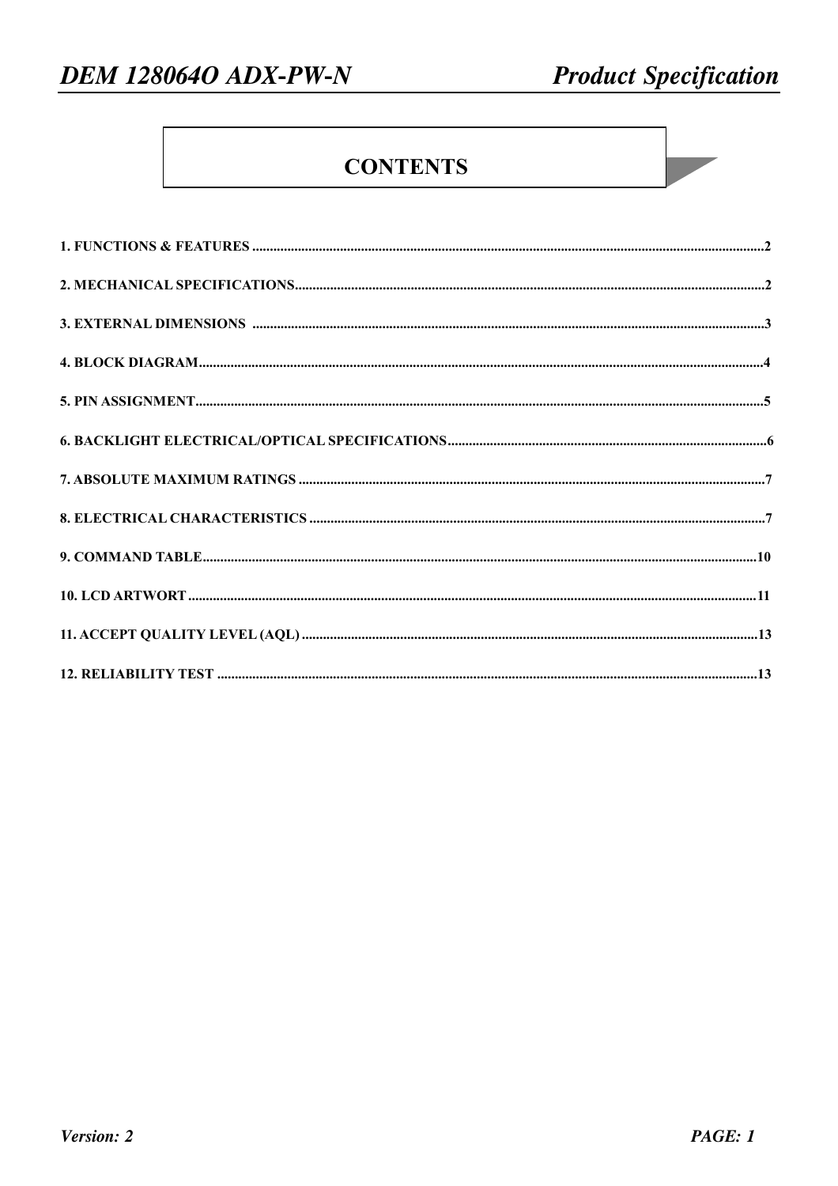# CONTENTS

1. FUNCTIONS & FEATURES ........................................................................................................................................2

2. MECHANICAL SPECIFICATIONS...........................................................................................................................2

3. EXTERNAL DIMENSIONS ........................................................................................................................................3

4. BLOCK DIAGRAM......................................................................................................................................................4

5. PIN ASSIGNMENT.......................................................................................................................................................5

6. BACKLIGHT ELECTRICAL/OPTICAL SPECIFICATIONS..................................................................................6

7. ABSOLUTE MAXIMUM RATINGS ..........................................................................................................................7

8. ELECTRICAL CHARACTERISTICS ........................................................................................................................7

9. COMMAND TABLE....................................................................................................................................................10

10. LCD ARTWORT .......................................................................................................................................................11

11. ACCEPT QUALITY LEVEL (AQL) ........................................................................................................................13

12. RELIABILITY TEST ................................................................................................................................................13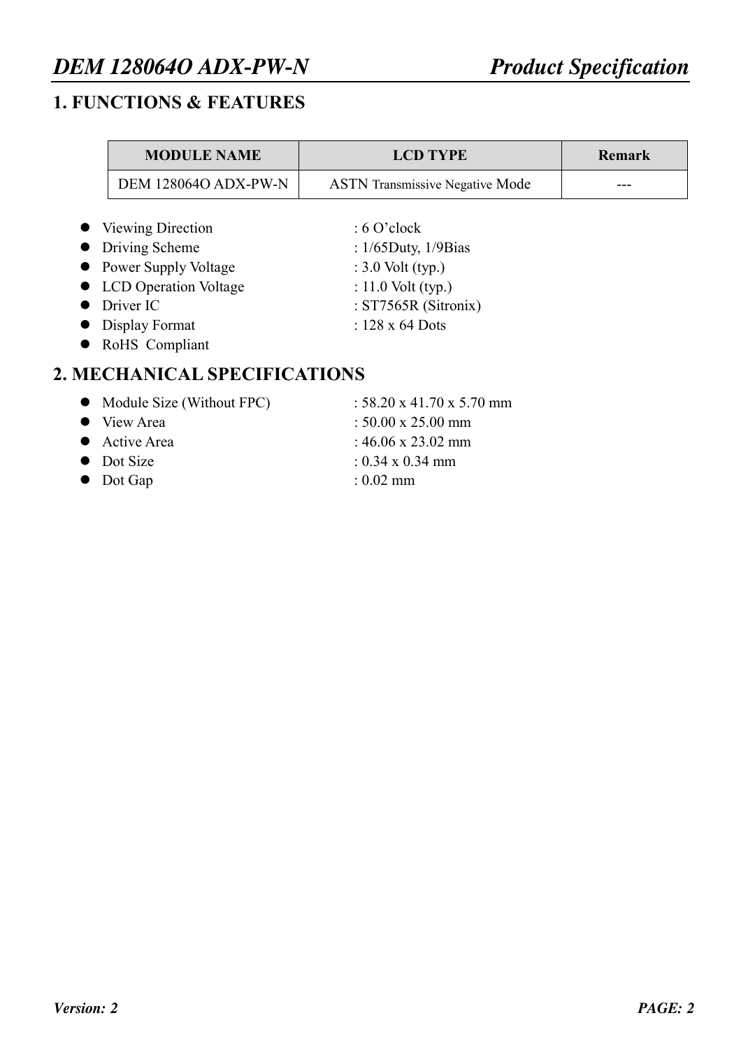## 1. FUNCTIONS & FEATURES

| MODULE NAME | LCD TYPE | Remark |
|---|---|---|
| DEM 128064O ADX-PW-N | ASTN Transmissive Negative Mode | --- |

- Viewing Direction : 6 O'clock
- Driving Scheme : 1/65Duty, 1/9Bias
- Power Supply Voltage : 3.0 Volt (typ.)
- LCD Operation Voltage : 11.0 Volt (typ.)
- Driver IC : ST7565R (Sitronix)
- Display Format : 128 x 64 Dots
- RoHS Compliant

## 2. MECHANICAL SPECIFICATIONS

- Module Size (Without FPC) : 58.20 x 41.70 x 5.70 mm
- View Area : 50.00 x 25.00 mm
- Active Area : 46.06 x 23.02 mm
- Dot Size : 0.34 x 0.34 mm
- Dot Gap : 0.02 mm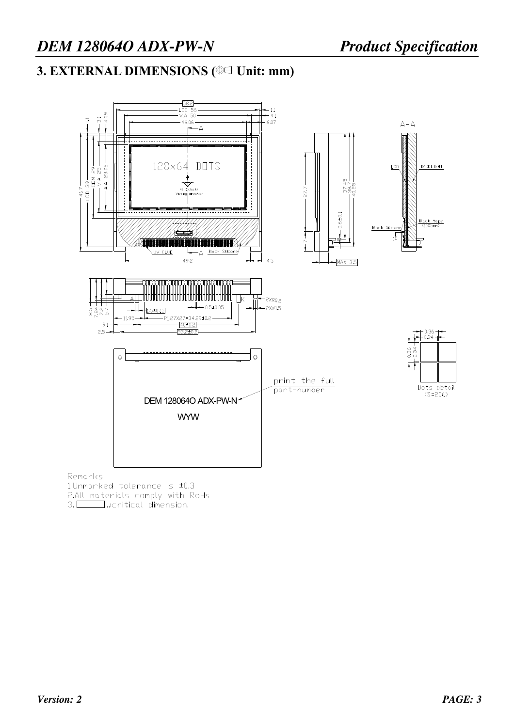## 3. EXTERNAL DIMENSIONS (⊕⊲ Unit: mm)

128x64 DOTS

DEM 128064O ADX-PW-N

WYW

print the full part-number

Dots detail (S=20:1)

Remarks:

1.Unmarked tolerance is ±0.3

2.All materials comply with RoHs

3. ▭...critical dimension.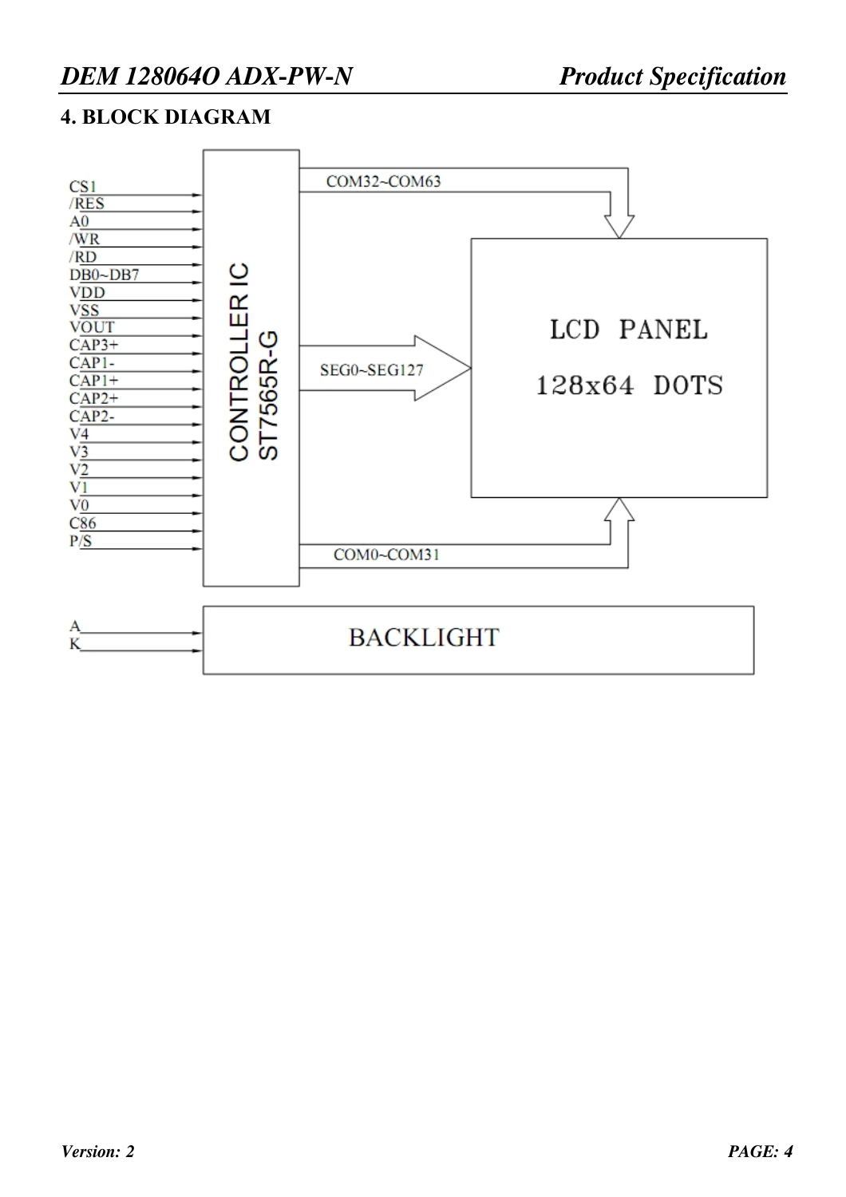## 4. BLOCK DIAGRAM

CS1
/RES
A0
/WR
/RD
DB0~DB7
VDD
VSS
VOUT
CAP3+
CAP1-
CAP1+
CAP2+
CAP2-
V4
V3
V2
V1
V0
C86
P/S

CONTROLLER IC
ST7565R-G

COM32~COM63

SEG0~SEG127

COM0~COM31

LCD PANEL
128x64 DOTS

A
K

BACKLIGHT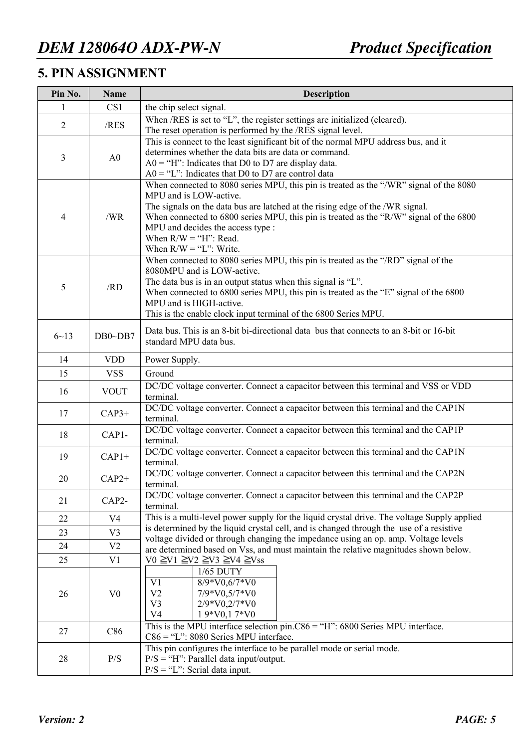## 5. PIN ASSIGNMENT

| Pin No. | Name | Description |
|---|---|---|
| 1 | CS1 | the chip select signal. |
| 2 | /RES | When /RES is set to "L", the register settings are initialized (cleared).<br>The reset operation is performed by the /RES signal level. |
| 3 | A0 | This is connect to the least significant bit of the normal MPU address bus, and it determines whether the data bits are data or command.<br>A0 = "H": Indicates that D0 to D7 are display data.<br>A0 = "L": Indicates that D0 to D7 are control data |
| 4 | /WR | When connected to 8080 series MPU, this pin is treated as the "/WR" signal of the 8080 MPU and is LOW-active.<br>The signals on the data bus are latched at the rising edge of the /WR signal.<br>When connected to 6800 series MPU, this pin is treated as the "R/W" signal of the 6800 MPU and decides the access type :<br>When R/W = "H": Read.<br>When R/W = "L": Write. |
| 5 | /RD | When connected to 8080 series MPU, this pin is treated as the "/RD" signal of the 8080MPU and is LOW-active.<br>The data bus is in an output status when this signal is "L".<br>When connected to 6800 series MPU, this pin is treated as the "E" signal of the 6800 MPU and is HIGH-active.<br>This is the enable clock input terminal of the 6800 Series MPU. |
| 6~13 | DB0~DB7 | Data bus. This is an 8-bit bi-directional data bus that connects to an 8-bit or 16-bit standard MPU data bus. |
| 14 | VDD | Power Supply. |
| 15 | VSS | Ground |
| 16 | VOUT | DC/DC voltage converter. Connect a capacitor between this terminal and VSS or VDD terminal. |
| 17 | CAP3+ | DC/DC voltage converter. Connect a capacitor between this terminal and the CAP1N terminal. |
| 18 | CAP1- | DC/DC voltage converter. Connect a capacitor between this terminal and the CAP1P terminal. |
| 19 | CAP1+ | DC/DC voltage converter. Connect a capacitor between this terminal and the CAP1N terminal. |
| 20 | CAP2+ | DC/DC voltage converter. Connect a capacitor between this terminal and the CAP2N terminal. |
| 21 | CAP2- | DC/DC voltage converter. Connect a capacitor between this terminal and the CAP2P terminal. |
| 22 | V4 | This is a multi-level power supply for the liquid crystal drive. The voltage Supply applied is determined by the liquid crystal cell, and is changed through the use of a resistive voltage divided or through changing the impedance using an op. amp. Voltage levels are determined based on Vss, and must maintain the relative magnitudes shown below.<br>V0 ≧V1 ≧V2 ≧V3 ≧V4 ≧Vss<br>1/65 DUTY:<br>V1: 8/9*V0,6/7*V0<br>V2: 7/9*V0,5/7*V0<br>V3: 2/9*V0,2/7*V0<br>V4: 1 9*V0,1 7*V0 |
| 23 | V3 | |
| 24 | V2 | |
| 25 | V1 | |
| 26 | V0 | |
| 27 | C86 | This is the MPU interface selection pin.C86 = "H": 6800 Series MPU interface.<br>C86 = "L": 8080 Series MPU interface. |
| 28 | P/S | This pin configures the interface to be parallel mode or serial mode.<br>P/S = "H": Parallel data input/output.<br>P/S = "L": Serial data input. |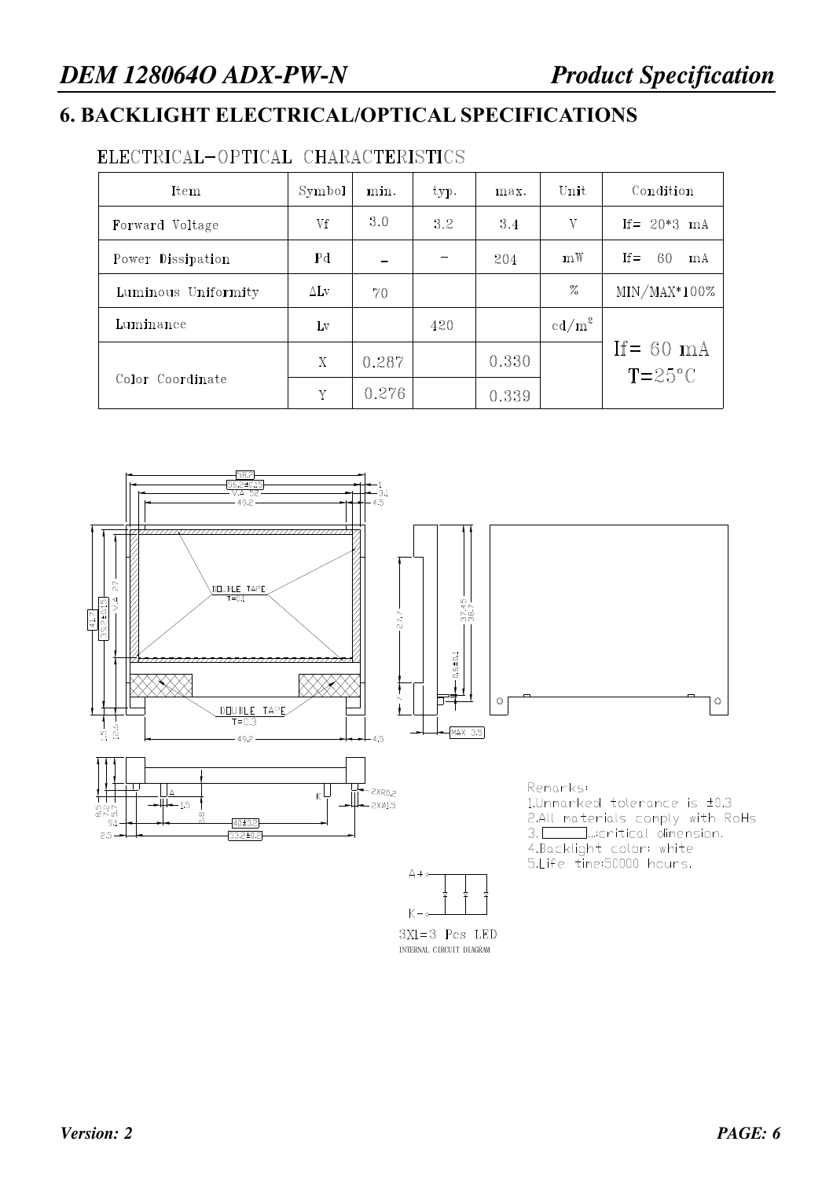## 6. BACKLIGHT ELECTRICAL/OPTICAL SPECIFICATIONS

ELECTRICAL-OPTICAL CHARACTERISTICS

| Item | Symbol | min. | typ. | max. | Unit | Condition |
|---|---|---|---|---|---|---|
| Forward Voltage | Vf | 3.0 | 3.2 | 3.4 | V | If= 20*3 mA |
| Power Dissipation | Pd | – | – | 204 | mW | If= 60 mA |
| Luminous Uniformity | ΔLv | 70 | | | % | MIN/MAX*100% |
| Luminance | Lv | | 420 | | $cd/m^2$ | If= 60 mA T=25°C |
| Color Coordinate | X | 0.287 | | 0.330 | | |
| | Y | 0.276 | | 0.339 | | |

Remarks:
1.Unmarked tolerance is ±0.3
2.All materials comply with RoHs
3. [box] ...critical dimension.
4.Backlight color: white
5.Life time:50000 hours.

3X1=3 Pcs LED
INTERNAL CIRCUIT DIAGRAM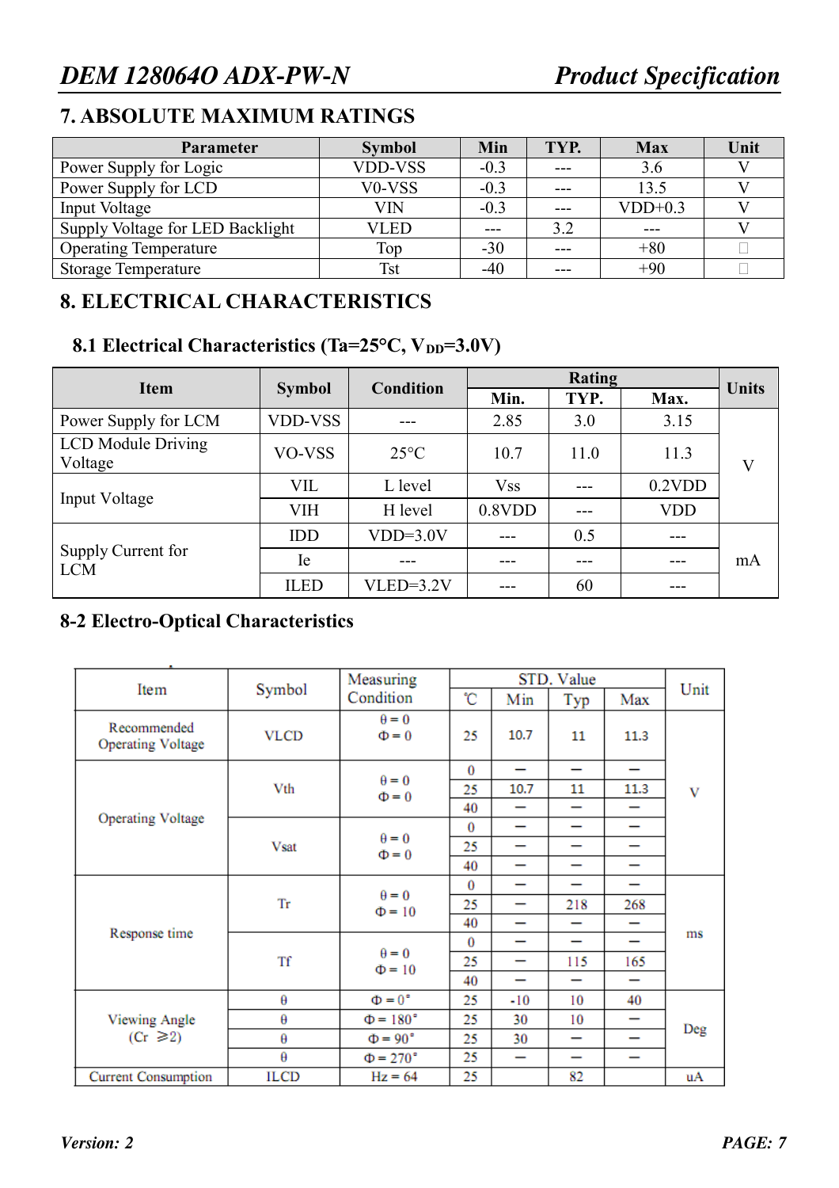## 7. ABSOLUTE MAXIMUM RATINGS

| Parameter | Symbol | Min | TYP. | Max | Unit |
|---|---|---|---|---|---|
| Power Supply for Logic | VDD-VSS | -0.3 | --- | 3.6 | V |
| Power Supply for LCD | V0-VSS | -0.3 | --- | 13.5 | V |
| Input Voltage | VIN | -0.3 | --- | VDD+0.3 | V |
| Supply Voltage for LED Backlight | VLED | --- | 3.2 | --- | V |
| Operating Temperature | Top | -30 | --- | +80 | □ |
| Storage Temperature | Tst | -40 | --- | +90 | □ |

## 8. ELECTRICAL CHARACTERISTICS

### 8.1 Electrical Characteristics (Ta=25°C, $V_{DD}$=3.0V)

| Item | Symbol | Condition | Rating | | | Units |
|---|---|---|---|---|---|---|
| | | | Min. | TYP. | Max. | |
| Power Supply for LCM | VDD-VSS | --- | 2.85 | 3.0 | 3.15 | V |
| LCD Module Driving Voltage | VO-VSS | 25°C | 10.7 | 11.0 | 11.3 | V |
| Input Voltage | VIL | L level | Vss | --- | 0.2VDD | V |
| | VIH | H level | 0.8VDD | --- | VDD | V |
| Supply Current for LCM | IDD | VDD=3.0V | --- | 0.5 | --- | mA |
| | Ie | --- | --- | --- | --- | mA |
| | ILED | VLED=3.2V | --- | 60 | --- | mA |

### 8-2 Electro-Optical Characteristics

| Item | Symbol | Measuring Condition | STD. Value | | | | Unit |
|---|---|---|---|---|---|---|---|
| | | | ℃ | Min | Typ | Max | |
| Recommended Operating Voltage | VLCD | θ = 0, Φ = 0 | 25 | 10.7 | 11 | 11.3 | V |
| Operating Voltage | Vth | θ = 0, Φ = 0 | 0 | — | — | — | V |
| | | | 25 | 10.7 | 11 | 11.3 | V |
| | | | 40 | — | — | — | V |
| | Vsat | θ = 0, Φ = 0 | 0 | — | — | — | V |
| | | | 25 | — | — | — | V |
| | | | 40 | — | — | — | V |
| Response time | Tr | θ = 0, Φ = 10 | 0 | — | — | — | ms |
| | | | 25 | — | 218 | 268 | ms |
| | | | 40 | — | — | — | ms |
| | Tf | θ = 0, Φ = 10 | 0 | — | — | — | ms |
| | | | 25 | — | 115 | 165 | ms |
| | | | 40 | — | — | — | ms |
| Viewing Angle (Cr ≥2) | θ | Φ = 0° | 25 | -10 | 10 | 40 | Deg |
| | θ | Φ = 180° | 25 | 30 | 10 | — | Deg |
| | θ | Φ = 90° | 25 | 30 | — | — | Deg |
| | θ | Φ = 270° | 25 | — | — | — | Deg |
| Current Consumption | ILCD | Hz = 64 | 25 | | 82 | | uA |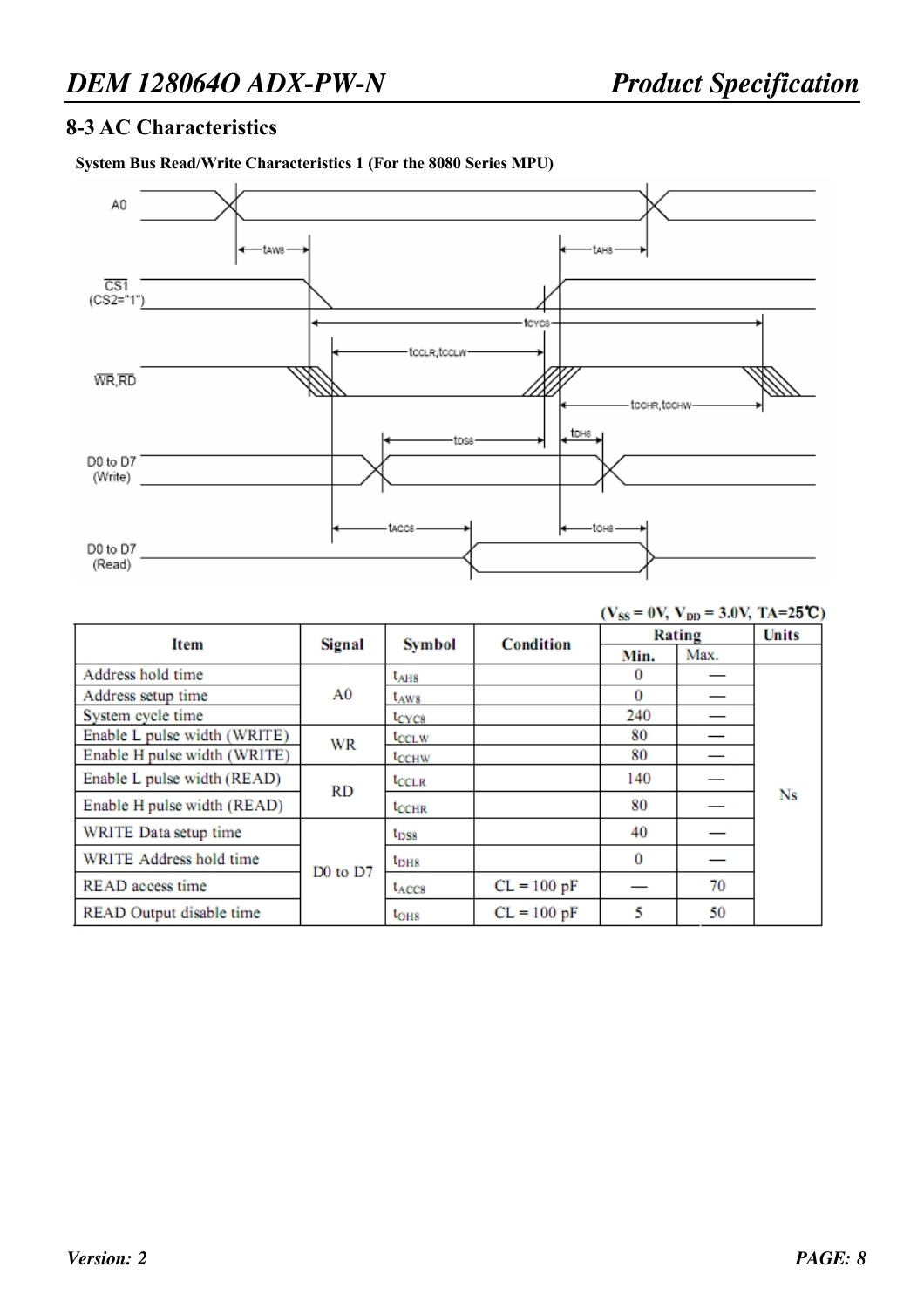## 8-3 AC Characteristics

**System Bus Read/Write Characteristics 1 (For the 8080 Series MPU)**

($V_{SS}$ = 0V, $V_{DD}$ = 3.0V, TA=25℃)

| Item | Signal | Symbol | Condition | Rating | | Units |
|---|---|---|---|---|---|---|
| | | | | Min. | Max. | |
| Address hold time | A0 | $t_{AH8}$ | | 0 | — | Ns |
| Address setup time | | $t_{AW8}$ | | 0 | — | |
| System cycle time | | $t_{CYC8}$ | | 240 | — | |
| Enable L pulse width (WRITE) | WR | $t_{CCLW}$ | | 80 | — | |
| Enable H pulse width (WRITE) | | $t_{CCHW}$ | | 80 | — | |
| Enable L pulse width (READ) | RD | $t_{CCLR}$ | | 140 | — | |
| Enable H pulse width (READ) | | $t_{CCHR}$ | | 80 | — | |
| WRITE Data setup time | D0 to D7 | $t_{DS8}$ | | 40 | — | |
| WRITE Address hold time | | $t_{DH8}$ | | 0 | — | |
| READ access time | | $t_{ACC8}$ | CL = 100 pF | — | 70 | |
| READ Output disable time | | $t_{OH8}$ | CL = 100 pF | 5 | 50 | |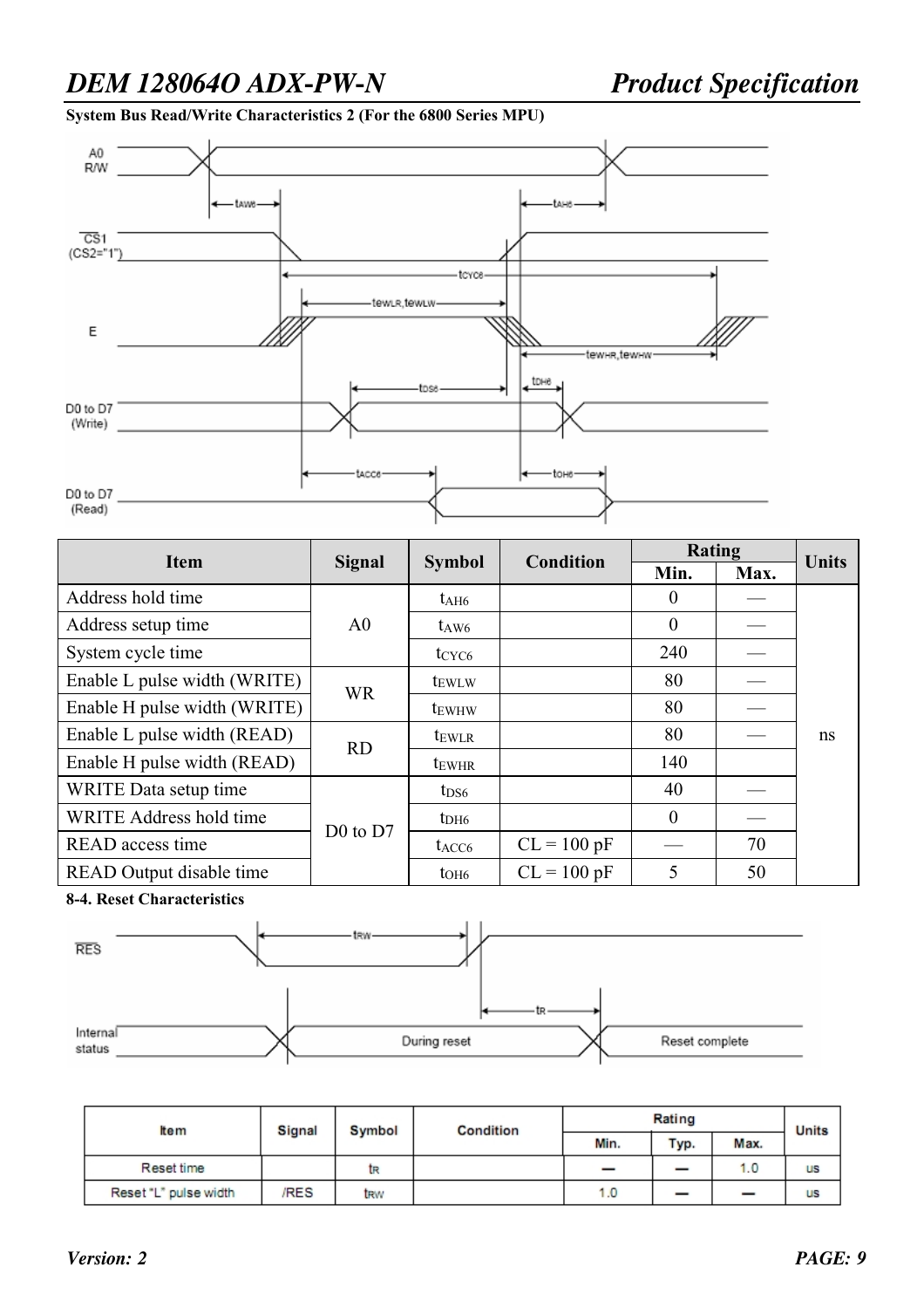**System Bus Read/Write Characteristics 2 (For the 6800 Series MPU)**

| Item | Signal | Symbol | Condition | Rating | | Units |
|---|---|---|---|---|---|---|
| | | | | Min. | Max. | |
| Address hold time | A0 | $t_{AH6}$ | | 0 | — | ns |
| Address setup time | | $t_{AW6}$ | | 0 | — | |
| System cycle time | | $t_{CYC6}$ | | 240 | — | |
| Enable L pulse width (WRITE) | WR | $t_{EWLW}$ | | 80 | — | |
| Enable H pulse width (WRITE) | | $t_{EWHW}$ | | 80 | — | |
| Enable L pulse width (READ) | RD | $t_{EWLR}$ | | 80 | — | |
| Enable H pulse width (READ) | | $t_{EWHR}$ | | 140 | | |
| WRITE Data setup time | D0 to D7 | $t_{DS6}$ | | 40 | — | |
| WRITE Address hold time | | $t_{DH6}$ | | 0 | — | |
| READ access time | | $t_{ACC6}$ | CL = 100 pF | — | 70 | |
| READ Output disable time | | $t_{OH6}$ | CL = 100 pF | 5 | 50 | |

**8-4. Reset Characteristics**

| Item | Signal | Symbol | Condition | Rating | | | Units |
|---|---|---|---|---|---|---|---|
| | | | | Min. | Typ. | Max. | |
| Reset time | | $t_R$ | | — | — | 1.0 | us |
| Reset "L" pulse width | /RES | $t_{RW}$ | | 1.0 | — | — | us |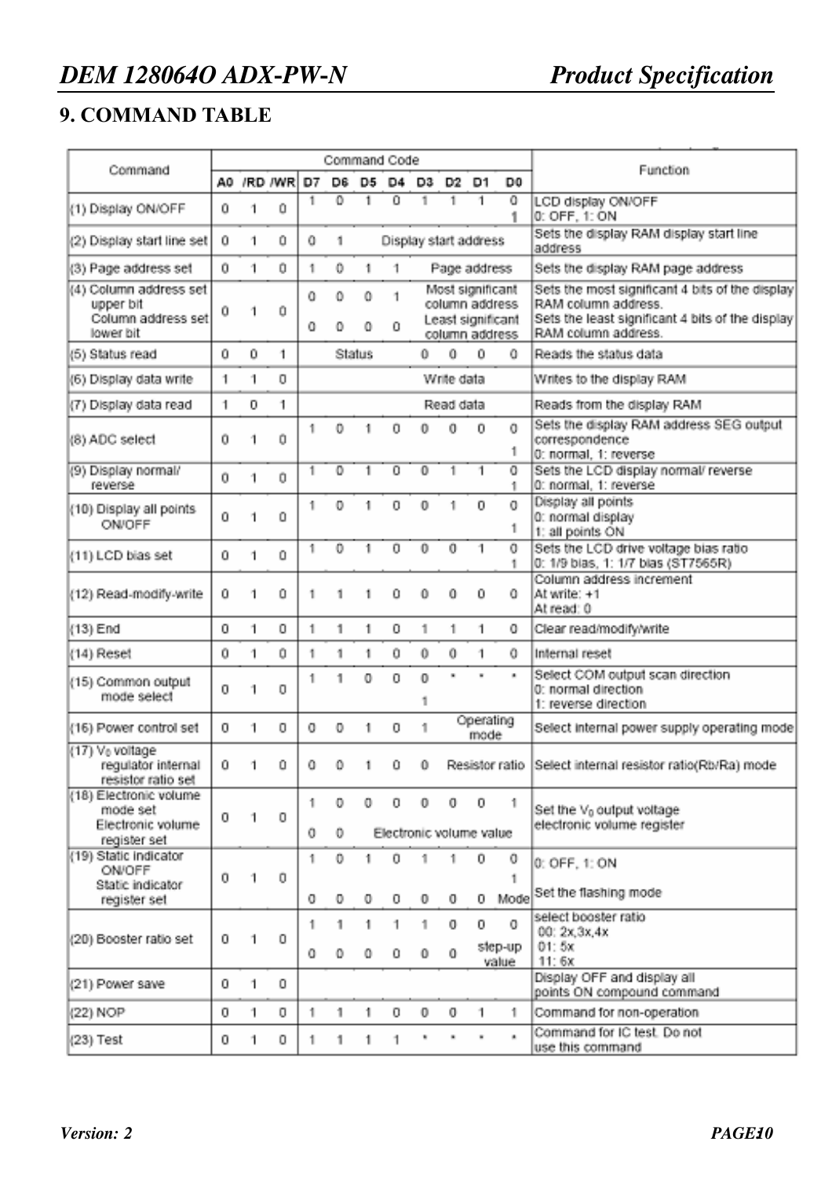## 9. COMMAND TABLE

| Command | Command Code | | | | | | | | | | | Function |
|---|---|---|---|---|---|---|---|---|---|---|---|---|
| | A0 | /RD | /WR | D7 | D6 | D5 | D4 | D3 | D2 | D1 | D0 | |
| (1) Display ON/OFF | 0 | 1 | 0 | 1 | 0 | 1 | 0 | 1 | 1 | 1 | 0<br>1 | LCD display ON/OFF<br>0: OFF, 1: ON |
| (2) Display start line set | 0 | 1 | 0 | 0 | 1 | Display start address | | | | | | Sets the display RAM display start line address |
| (3) Page address set | 0 | 1 | 0 | 1 | 0 | 1 | 1 | Page address | | | | Sets the display RAM page address |
| (4) Column address set upper bit<br>Column address set lower bit | 0 | 1 | 0 | 0<br>0 | 0<br>0 | 0<br>0 | 1<br>0 | Most significant column address<br>Least significant column address | | | | Sets the most significant 4 bits of the display RAM column address.<br>Sets the least significant 4 bits of the display RAM column address. |
| (5) Status read | 0 | 0 | 1 | Status | | | | 0 | 0 | 0 | 0 | Reads the status data |
| (6) Display data write | 1 | 1 | 0 | Write data | | | | | | | | Writes to the display RAM |
| (7) Display data read | 1 | 0 | 1 | Read data | | | | | | | | Reads from the display RAM |
| (8) ADC select | 0 | 1 | 0 | 1 | 0 | 1 | 0 | 0 | 0 | 0 | 0<br>1 | Sets the display RAM address SEG output correspondence<br>0: normal, 1: reverse |
| (9) Display normal/ reverse | 0 | 1 | 0 | 1 | 0 | 1 | 0 | 0 | 1 | 1 | 0<br>1 | Sets the LCD display normal/ reverse<br>0: normal, 1: reverse |
| (10) Display all points ON/OFF | 0 | 1 | 0 | 1 | 0 | 1 | 0 | 0 | 1 | 0 | 0<br>1 | Display all points<br>0: normal display<br>1: all points ON |
| (11) LCD bias set | 0 | 1 | 0 | 1 | 0 | 1 | 0 | 0 | 0 | 1 | 0<br>1 | Sets the LCD drive voltage bias ratio<br>0: 1/9 bias, 1: 1/7 bias (ST7565R) |
| (12) Read-modify-write | 0 | 1 | 0 | 1 | 1 | 1 | 0 | 0 | 0 | 0 | 0 | Column address increment<br>At write: +1<br>At read: 0 |
| (13) End | 0 | 1 | 0 | 1 | 1 | 1 | 0 | 1 | 1 | 1 | 0 | Clear read/modify/write |
| (14) Reset | 0 | 1 | 0 | 1 | 1 | 1 | 0 | 0 | 0 | 1 | 0 | Internal reset |
| (15) Common output mode select | 0 | 1 | 0 | 1 | 1 | 0 | 0 | 0<br>1 | * | * | * | Select COM output scan direction<br>0: normal direction<br>1: reverse direction |
| (16) Power control set | 0 | 1 | 0 | 0 | 0 | 1 | 0 | 1 | Operating mode | | | Select internal power supply operating mode |
| (17) $V_0$ voltage regulator internal resistor ratio set | 0 | 1 | 0 | 0 | 0 | 1 | 0 | 0 | Resistor ratio | | | Select internal resistor ratio(Rb/Ra) mode |
| (18) Electronic volume mode set<br>Electronic volume register set | 0 | 1 | 0 | 1<br>0 | 0<br>0 | 0<br>Electronic volume value | 0 | 0 | 0 | 0 | 1 | Set the $V_0$ output voltage electronic volume register |
| (19) Static indicator ON/OFF<br>Static indicator register set | 0 | 1 | 0 | 1<br>0 | 0<br>0 | 1<br>0 | 0<br>0 | 1<br>0 | 1<br>0 | 0<br>0 | 0<br>1<br>Mode | 0: OFF, 1: ON<br>Set the flashing mode |
| (20) Booster ratio set | 0 | 1 | 0 | 1<br>0 | 1<br>0 | 1<br>0 | 1<br>0 | 1<br>0 | 0<br>0 | 0<br>step-up value | 0 | select booster ratio<br>00: 2x,3x,4x<br>01: 5x<br>11: 6x |
| (21) Power save | 0 | 1 | 0 | | | | | | | | | Display OFF and display all points ON compound command |
| (22) NOP | 0 | 1 | 0 | 1 | 1 | 1 | 0 | 0 | 0 | 1 | 1 | Command for non-operation |
| (23) Test | 0 | 1 | 0 | 1 | 1 | 1 | 1 | * | * | * | * | Command for IC test. Do not use this command |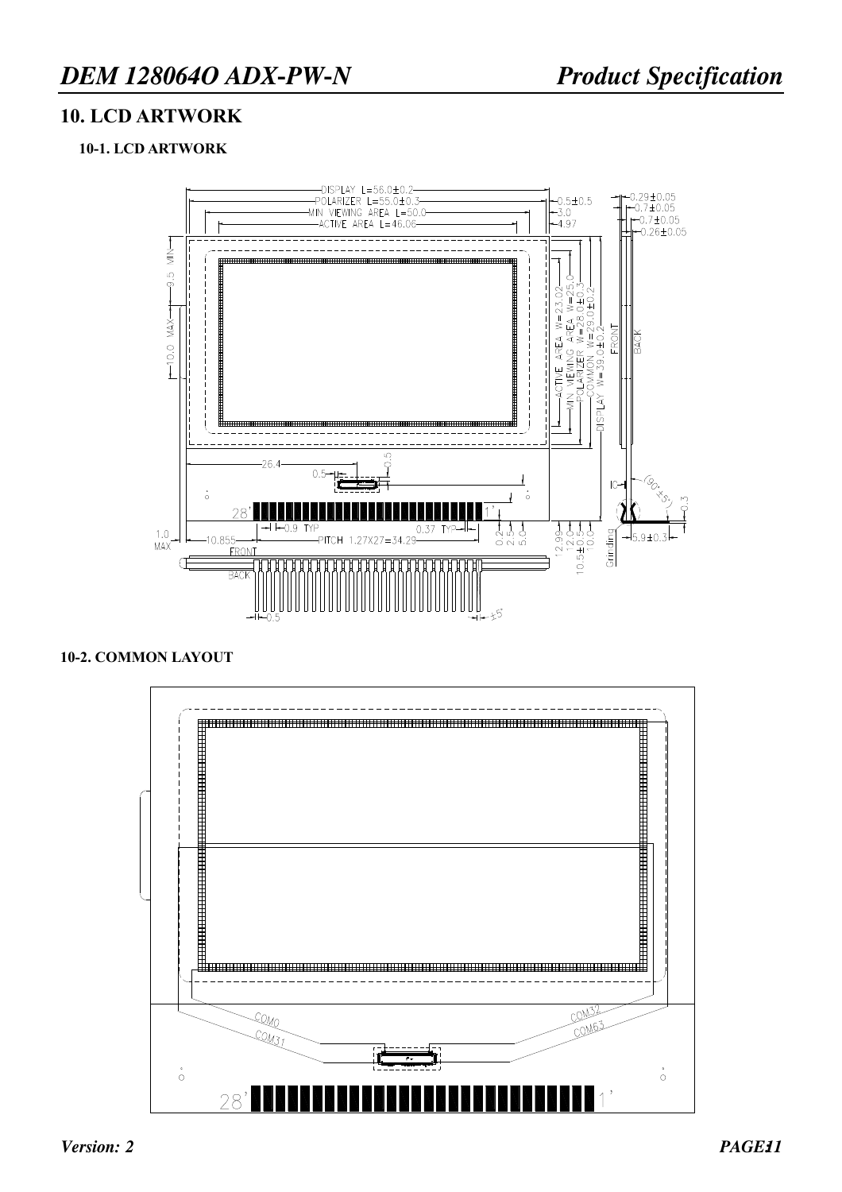## 10. LCD ARTWORK

### 10-1. LCD ARTWORK

DISPLAY L=56.0±0.2
POLARIZER L=55.0±0.3
MIN VIEWING AREA L=50.0
ACTIVE AREA L=46.06

0.5±0.5
3.0
4.97

0.29±0.05
0.7±0.05
0.7±0.05
0.26±0.05

9.5 MIN
10.0 MAX

ACTIVE AREA W=23.02
MIN VIEWING AREA W=25.0
POLARIZER W=28.0±0.3
COMMON W=29.0±0.2
DISPLAY W=39.0±0.2

FRONT
BACK

26.4
0.5
0.5

IC
(90°±5°)
0.3

28'
1'

0.9 TYP
0.37 TYP

1.0 MAX
10.855
PITCH 1.27X27=34.29

0.2
2.5
5.0

12.99
12.0
10.5±0.5
10.0

Grinding
5.9±0.3

FRONT
BACK

0.5
±5°

### 10-2. COMMON LAYOUT

COM0
COM31
COM32
COM63

28'
1'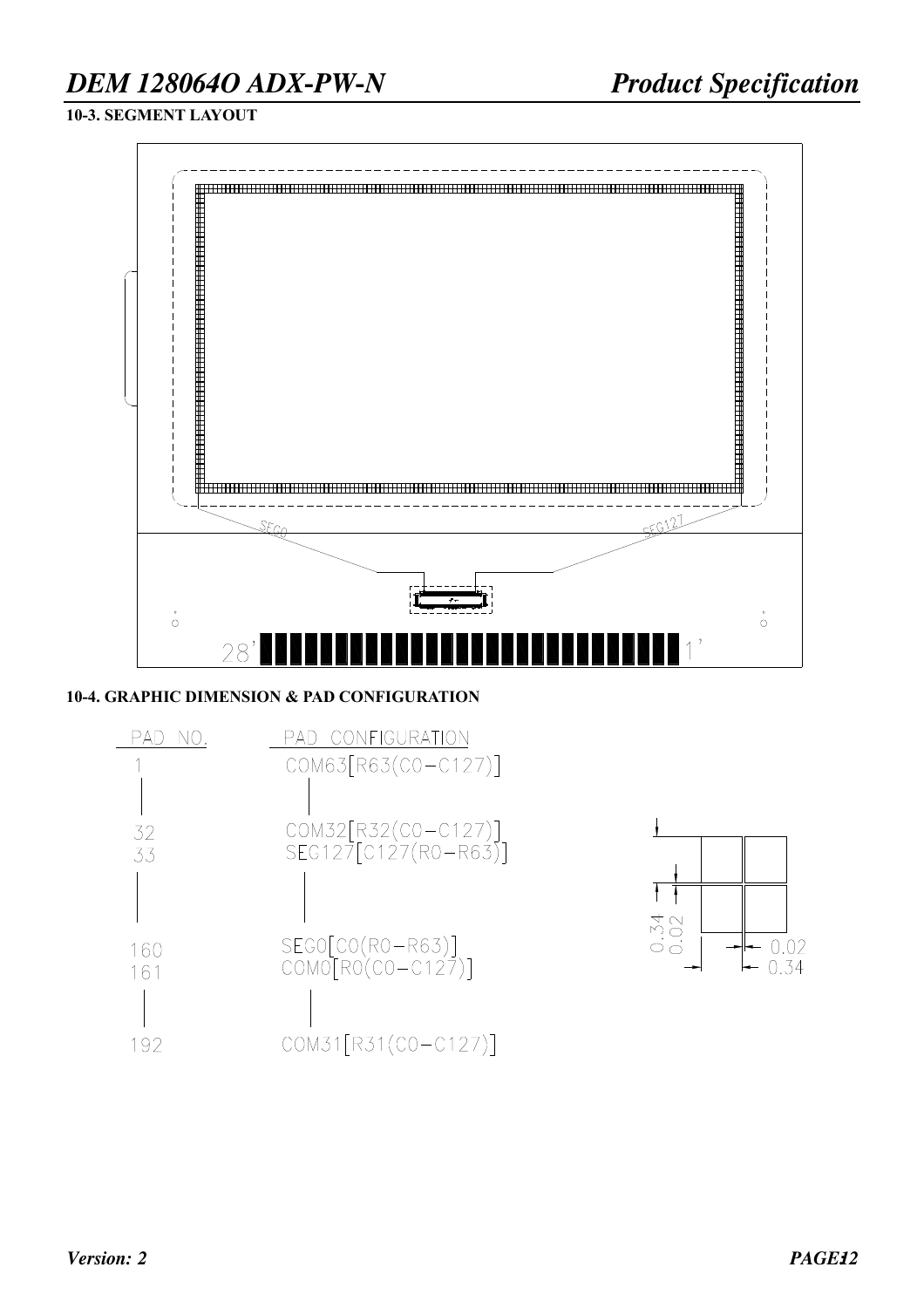### 10-3. SEGMENT LAYOUT

SEG0 SEG127

28' 1'

### 10-4. GRAPHIC DIMENSION & PAD CONFIGURATION

| PAD NO. | PAD CONFIGURATION |
|---|---|
| 1 | COM63[R63(C0-C127)] |
| 32 | COM32[R32(C0-C127)] |
| 33 | SEG127[C127(R0-R63)] |
| 160 | SEG0[C0(R0-R63)] |
| 161 | COM0[R0(C0-C127)] |
| 192 | COM31[R31(C0-C127)] |

0.34 0.02 0.02 0.34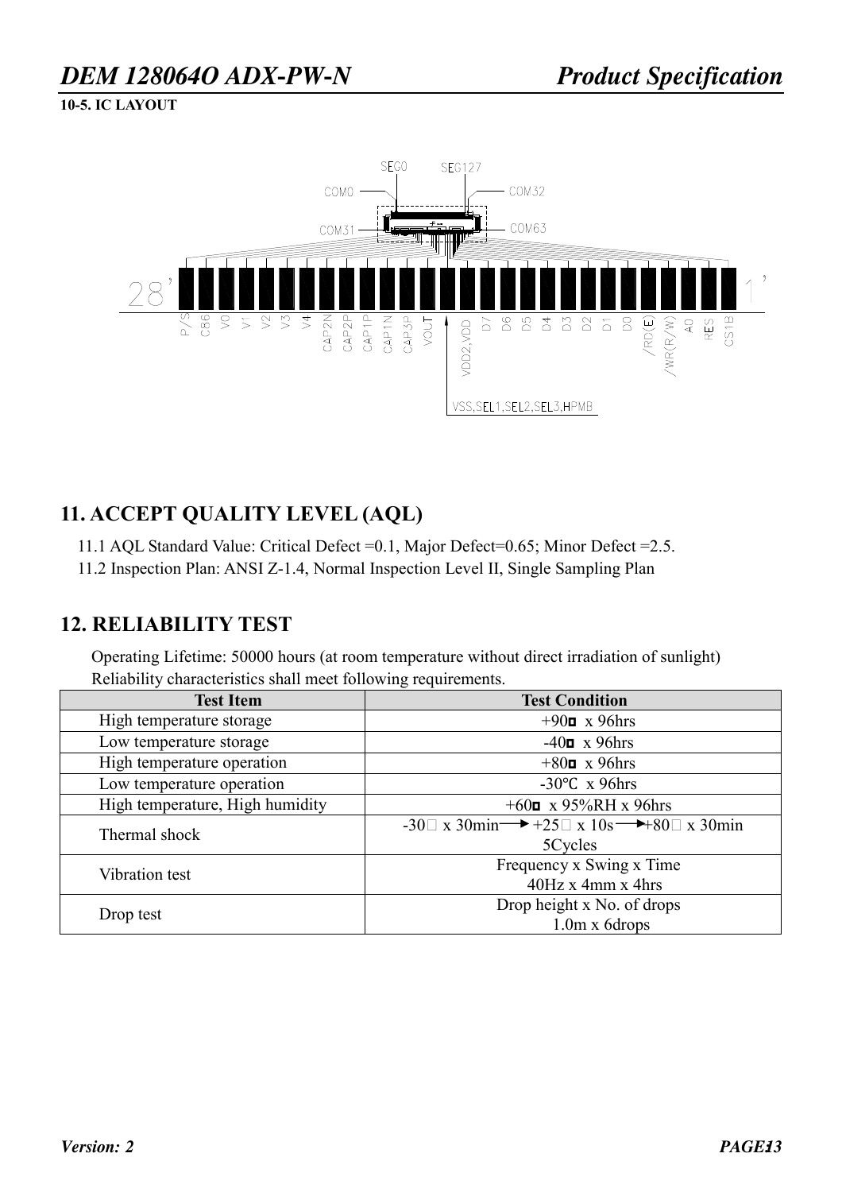**10-5. IC LAYOUT**

SEG0
SEG127
COM0
COM32
COM31
COM63
28'
1'
P/S C86 V0 V1 V2 V3 V4 CAP2N CAP2P CAP1P CAP1N CAP3P VOUT VDD2,VDD D7 D6 D5 D4 D3 D2 D1 D0 /RD(E) /WR(R/W) A0 RES CS1B
VSS,SEL1,SEL2,SEL3,HPMB

## 11. ACCEPT QUALITY LEVEL (AQL)

11.1 AQL Standard Value: Critical Defect =0.1, Major Defect=0.65; Minor Defect =2.5.

11.2 Inspection Plan: ANSI Z-1.4, Normal Inspection Level II, Single Sampling Plan

## 12. RELIABILITY TEST

Operating Lifetime: 50000 hours (at room temperature without direct irradiation of sunlight)

Reliability characteristics shall meet following requirements.

| Test Item | Test Condition |
|---|---|
| High temperature storage | +90℃ x 96hrs |
| Low temperature storage | -40℃ x 96hrs |
| High temperature operation | +80℃ x 96hrs |
| Low temperature operation | -30℃ x 96hrs |
| High temperature, High humidity | +60℃ x 95%RH x 96hrs |
| Thermal shock | -30℃ x 30min → +25℃ x 10s → +80℃ x 30min 5Cycles |
| Vibration test | Frequency x Swing x Time 40Hz x 4mm x 4hrs |
| Drop test | Drop height x No. of drops 1.0m x 6drops |